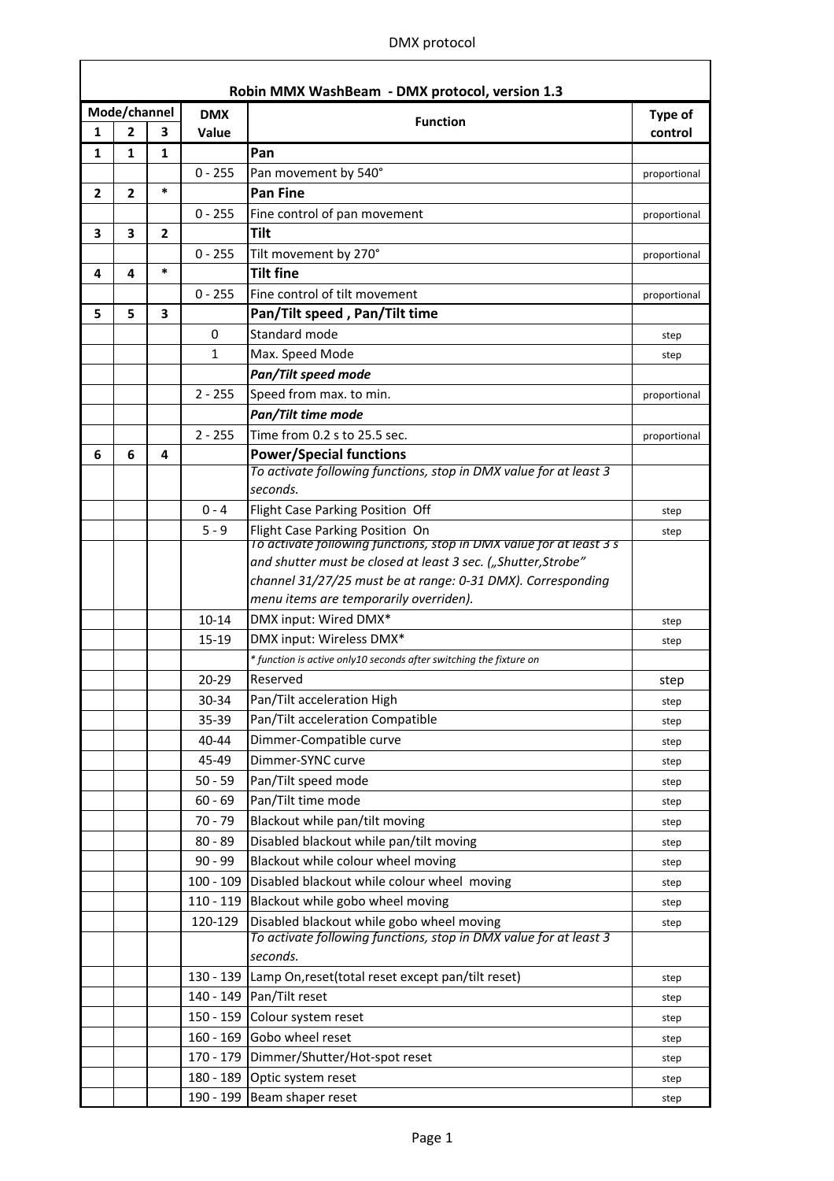| Robin MMX WashBeam - DMX protocol, version 1.3 | | | | | |
|---|---|---|---|---|---|
| Mode/channel | | | DMX Value | Function | Type of control |
| 1 | 2 | 3 | | | |
| 1 | 1 | 1 | | **Pan** | |
| | | | 0 - 255 | Pan movement by 540° | proportional |
| 2 | 2 | * | | **Pan Fine** | |
| | | | 0 - 255 | Fine control of pan movement | proportional |
| 3 | 3 | 2 | | **Tilt** | |
| | | | 0 - 255 | Tilt movement by 270° | proportional |
| 4 | 4 | * | | **Tilt fine** | |
| | | | 0 - 255 | Fine control of tilt movement | proportional |
| 5 | 5 | 3 | | **Pan/Tilt speed , Pan/Tilt time** | |
| | | | 0 | Standard mode | step |
| | | | 1 | Max. Speed Mode | step |
| | | | | ***Pan/Tilt speed mode*** | |
| | | | 2 - 255 | Speed from max. to min. | proportional |
| | | | | ***Pan/Tilt time mode*** | |
| | | | 2 - 255 | Time from 0.2 s to 25.5 sec. | proportional |
| 6 | 6 | 4 | | **Power/Special functions** | |
| | | | | *To activate following functions, stop in DMX value for at least 3 seconds.* | |
| | | | 0 - 4 | Flight Case Parking Position Off | step |
| | | | 5 - 9 | Flight Case Parking Position On | step |
| | | | | *To activate following functions, stop in DMX value for at least 3 s and shutter must be closed at least 3 sec. („Shutter,Strobe" channel 31/27/25 must be at range: 0-31 DMX). Corresponding menu items are temporarily overriden).* | |
| | | | 10-14 | DMX input: Wired DMX* | step |
| | | | 15-19 | DMX input: Wireless DMX* | step |
| | | | | ** function is active only10 seconds after switching the fixture on* | |
| | | | 20-29 | Reserved | step |
| | | | 30-34 | Pan/Tilt acceleration High | step |
| | | | 35-39 | Pan/Tilt acceleration Compatible | step |
| | | | 40-44 | Dimmer-Compatible curve | step |
| | | | 45-49 | Dimmer-SYNC curve | step |
| | | | 50 - 59 | Pan/Tilt speed mode | step |
| | | | 60 - 69 | Pan/Tilt time mode | step |
| | | | 70 - 79 | Blackout while pan/tilt moving | step |
| | | | 80 - 89 | Disabled blackout while pan/tilt moving | step |
| | | | 90 - 99 | Blackout while colour wheel moving | step |
| | | | 100 - 109 | Disabled blackout while colour wheel moving | step |
| | | | 110 - 119 | Blackout while gobo wheel moving | step |
| | | | 120-129 | Disabled blackout while gobo wheel moving | step |
| | | | | *To activate following functions, stop in DMX value for at least 3 seconds.* | |
| | | | 130 - 139 | Lamp On,reset(total reset except pan/tilt reset) | step |
| | | | 140 - 149 | Pan/Tilt reset | step |
| | | | 150 - 159 | Colour system reset | step |
| | | | 160 - 169 | Gobo wheel reset | step |
| | | | 170 - 179 | Dimmer/Shutter/Hot-spot reset | step |
| | | | 180 - 189 | Optic system reset | step |
| | | | 190 - 199 | Beam shaper reset | step |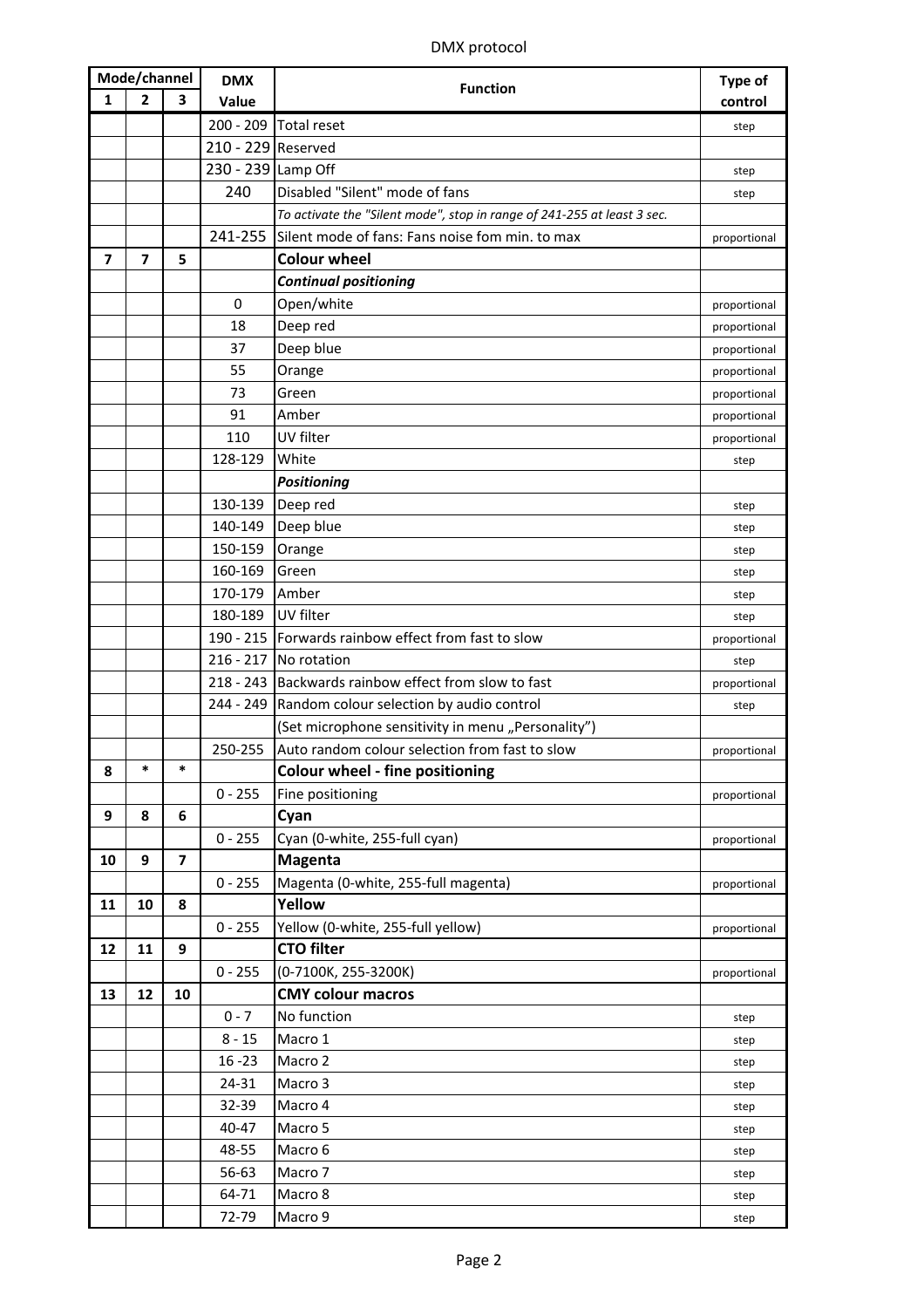DMX protocol

| Mode/channel | | | DMX | Function | Type of |
|---|---|---|---|---|---|
| 1 | 2 | 3 | Value | | control |
| | | | 200 - 209 | Total reset | step |
| | | | 210 - 229 | Reserved | |
| | | | 230 - 239 | Lamp Off | step |
| | | | 240 | Disabled "Silent" mode of fans | step |
| | | | | *To activate the "Silent mode", stop in range of 241-255 at least 3 sec.* | |
| | | | 241-255 | Silent mode of fans: Fans noise fom min. to max | proportional |
| **7** | **7** | **5** | | **Colour wheel** | |
| | | | | ***Continual positioning*** | |
| | | | 0 | Open/white | proportional |
| | | | 18 | Deep red | proportional |
| | | | 37 | Deep blue | proportional |
| | | | 55 | Orange | proportional |
| | | | 73 | Green | proportional |
| | | | 91 | Amber | proportional |
| | | | 110 | UV filter | proportional |
| | | | 128-129 | White | step |
| | | | | ***Positioning*** | |
| | | | 130-139 | Deep red | step |
| | | | 140-149 | Deep blue | step |
| | | | 150-159 | Orange | step |
| | | | 160-169 | Green | step |
| | | | 170-179 | Amber | step |
| | | | 180-189 | UV filter | step |
| | | | 190 - 215 | Forwards rainbow effect from fast to slow | proportional |
| | | | 216 - 217 | No rotation | step |
| | | | 218 - 243 | Backwards rainbow effect from slow to fast | proportional |
| | | | 244 - 249 | Random colour selection by audio control | step |
| | | | | (Set microphone sensitivity in menu „Personality") | |
| | | | 250-255 | Auto random colour selection from fast to slow | proportional |
| **8** | * | * | | **Colour wheel - fine positioning** | |
| | | | 0 - 255 | Fine positioning | proportional |
| **9** | **8** | **6** | | **Cyan** | |
| | | | 0 - 255 | Cyan (0-white, 255-full cyan) | proportional |
| **10** | **9** | **7** | | **Magenta** | |
| | | | 0 - 255 | Magenta (0-white, 255-full magenta) | proportional |
| **11** | **10** | **8** | | **Yellow** | |
| | | | 0 - 255 | Yellow (0-white, 255-full yellow) | proportional |
| **12** | **11** | **9** | | **CTO filter** | |
| | | | 0 - 255 | (0-7100K, 255-3200K) | proportional |
| **13** | **12** | **10** | | **CMY colour macros** | |
| | | | 0 - 7 | No function | step |
| | | | 8 - 15 | Macro 1 | step |
| | | | 16 -23 | Macro 2 | step |
| | | | 24-31 | Macro 3 | step |
| | | | 32-39 | Macro 4 | step |
| | | | 40-47 | Macro 5 | step |
| | | | 48-55 | Macro 6 | step |
| | | | 56-63 | Macro 7 | step |
| | | | 64-71 | Macro 8 | step |
| | | | 72-79 | Macro 9 | step |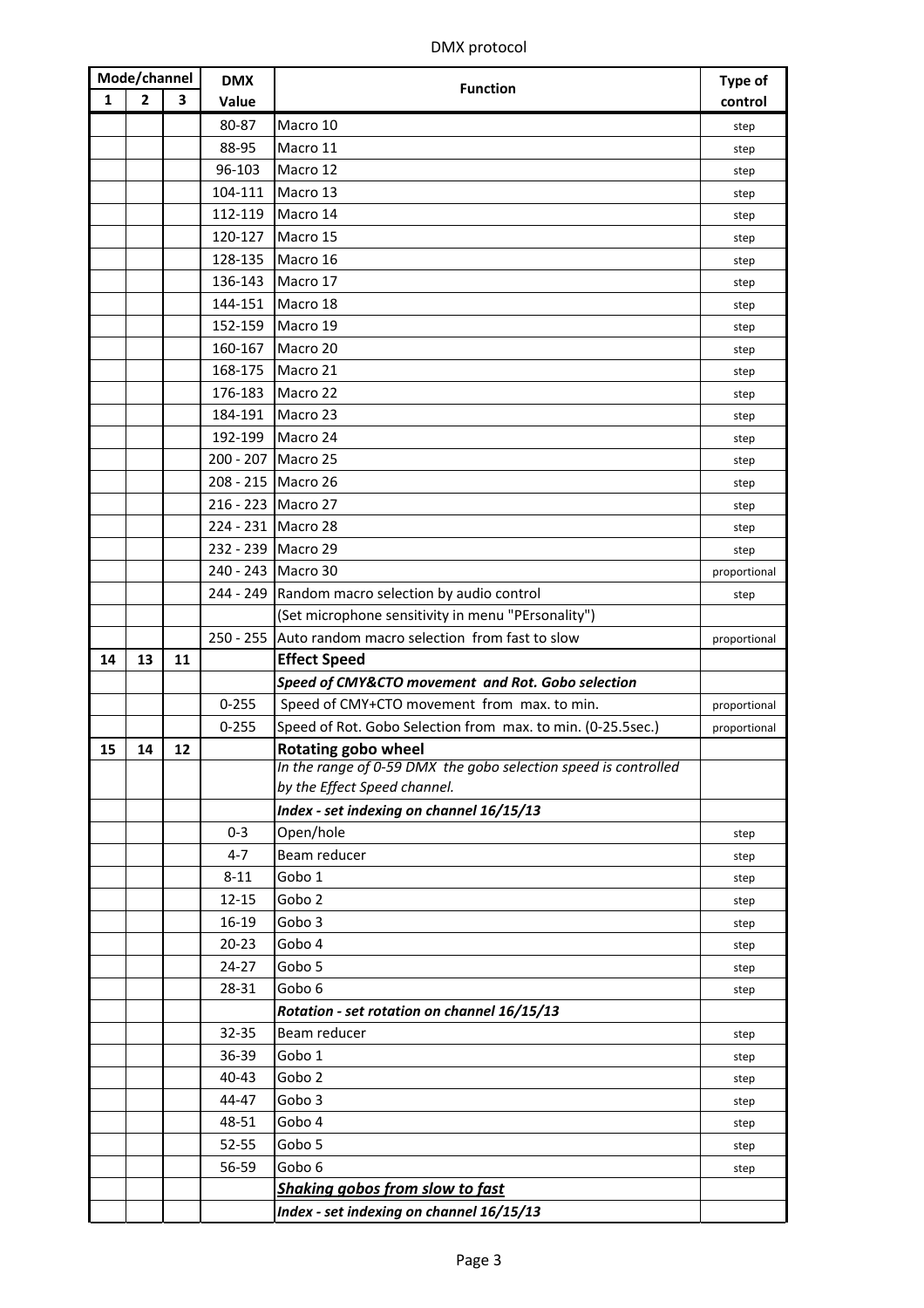DMX protocol

| Mode/channel | | | DMX | Function | Type of |
|---|---|---|---|---|---|
| 1 | 2 | 3 | Value | | control |
| | | | 80-87 | Macro 10 | step |
| | | | 88-95 | Macro 11 | step |
| | | | 96-103 | Macro 12 | step |
| | | | 104-111 | Macro 13 | step |
| | | | 112-119 | Macro 14 | step |
| | | | 120-127 | Macro 15 | step |
| | | | 128-135 | Macro 16 | step |
| | | | 136-143 | Macro 17 | step |
| | | | 144-151 | Macro 18 | step |
| | | | 152-159 | Macro 19 | step |
| | | | 160-167 | Macro 20 | step |
| | | | 168-175 | Macro 21 | step |
| | | | 176-183 | Macro 22 | step |
| | | | 184-191 | Macro 23 | step |
| | | | 192-199 | Macro 24 | step |
| | | | 200 - 207 | Macro 25 | step |
| | | | 208 - 215 | Macro 26 | step |
| | | | 216 - 223 | Macro 27 | step |
| | | | 224 - 231 | Macro 28 | step |
| | | | 232 - 239 | Macro 29 | step |
| | | | 240 - 243 | Macro 30 | proportional |
| | | | 244 - 249 | Random macro selection by audio control | step |
| | | | | (Set microphone sensitivity in menu "PErsonality") | |
| | | | 250 - 255 | Auto random macro selection from fast to slow | proportional |
| **14** | **13** | **11** | | **Effect Speed** | |
| | | | | ***Speed of CMY&CTO movement and Rot. Gobo selection*** | |
| | | | 0-255 | Speed of CMY+CTO movement from max. to min. | proportional |
| | | | 0-255 | Speed of Rot. Gobo Selection from max. to min. (0-25.5sec.) | proportional |
| **15** | **14** | **12** | | **Rotating gobo wheel** | |
| | | | | *In the range of 0-59 DMX the gobo selection speed is controlled by the Effect Speed channel.* | |
| | | | | ***Index - set indexing on channel 16/15/13*** | |
| | | | 0-3 | Open/hole | step |
| | | | 4-7 | Beam reducer | step |
| | | | 8-11 | Gobo 1 | step |
| | | | 12-15 | Gobo 2 | step |
| | | | 16-19 | Gobo 3 | step |
| | | | 20-23 | Gobo 4 | step |
| | | | 24-27 | Gobo 5 | step |
| | | | 28-31 | Gobo 6 | step |
| | | | | ***Rotation - set rotation on channel 16/15/13*** | |
| | | | 32-35 | Beam reducer | step |
| | | | 36-39 | Gobo 1 | step |
| | | | 40-43 | Gobo 2 | step |
| | | | 44-47 | Gobo 3 | step |
| | | | 48-51 | Gobo 4 | step |
| | | | 52-55 | Gobo 5 | step |
| | | | 56-59 | Gobo 6 | step |
| | | | | ***Shaking gobos from slow to fast*** | |
| | | | | ***Index - set indexing on channel 16/15/13*** | |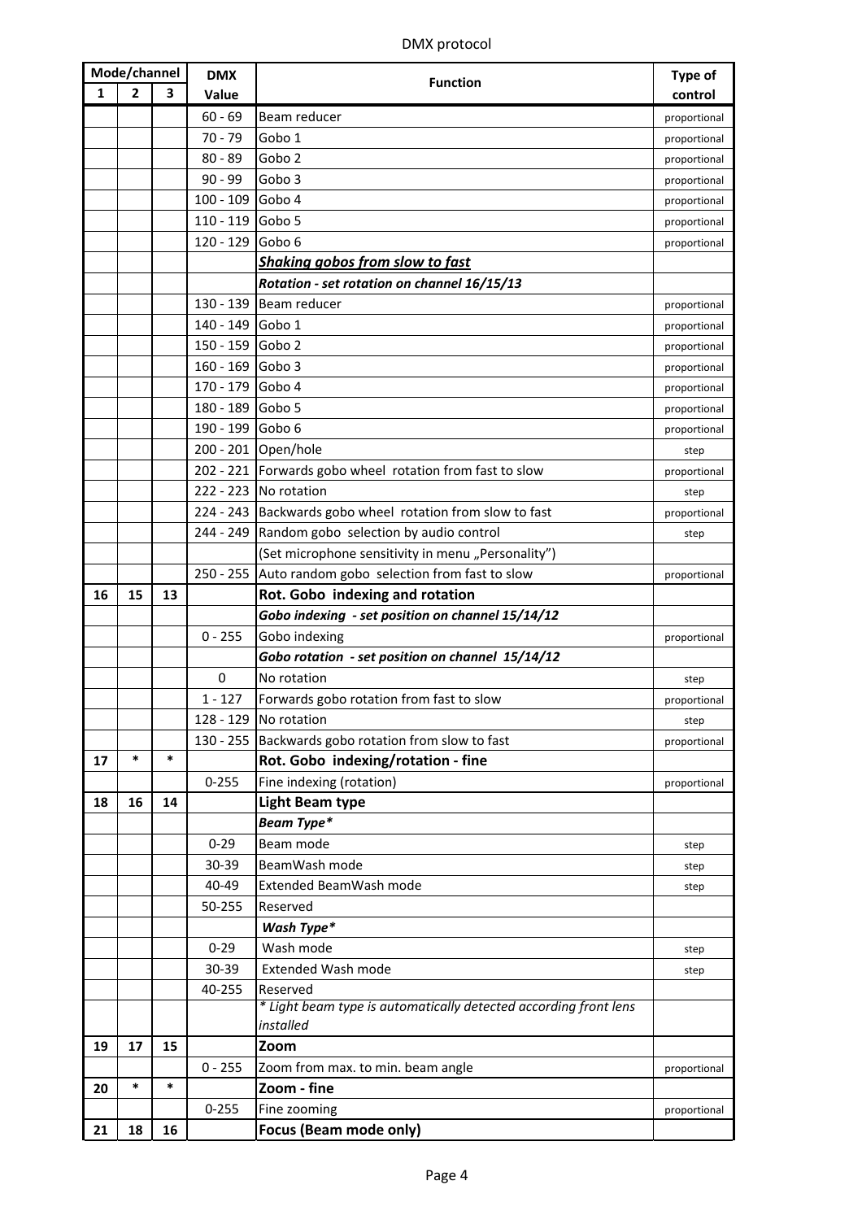DMX protocol

| Mode/channel | | | DMX | Function | Type of |
|---|---|---|---|---|---|
| 1 | 2 | 3 | Value | | control |
| | | | 60 - 69 | Beam reducer | proportional |
| | | | 70 - 79 | Gobo 1 | proportional |
| | | | 80 - 89 | Gobo 2 | proportional |
| | | | 90 - 99 | Gobo 3 | proportional |
| | | | 100 - 109 | Gobo 4 | proportional |
| | | | 110 - 119 | Gobo 5 | proportional |
| | | | 120 - 129 | Gobo 6 | proportional |
| | | | | ***Shaking gobos from slow to fast*** | |
| | | | | ***Rotation - set rotation on channel 16/15/13*** | |
| | | | 130 - 139 | Beam reducer | proportional |
| | | | 140 - 149 | Gobo 1 | proportional |
| | | | 150 - 159 | Gobo 2 | proportional |
| | | | 160 - 169 | Gobo 3 | proportional |
| | | | 170 - 179 | Gobo 4 | proportional |
| | | | 180 - 189 | Gobo 5 | proportional |
| | | | 190 - 199 | Gobo 6 | proportional |
| | | | 200 - 201 | Open/hole | step |
| | | | 202 - 221 | Forwards gobo wheel rotation from fast to slow | proportional |
| | | | 222 - 223 | No rotation | step |
| | | | 224 - 243 | Backwards gobo wheel rotation from slow to fast | proportional |
| | | | 244 - 249 | Random gobo selection by audio control | step |
| | | | | (Set microphone sensitivity in menu „Personality") | |
| | | | 250 - 255 | Auto random gobo selection from fast to slow | proportional |
| **16** | **15** | **13** | | **Rot. Gobo indexing and rotation** | |
| | | | | ***Gobo indexing - set position on channel 15/14/12*** | |
| | | | 0 - 255 | Gobo indexing | proportional |
| | | | | ***Gobo rotation - set position on channel 15/14/12*** | |
| | | | 0 | No rotation | step |
| | | | 1 - 127 | Forwards gobo rotation from fast to slow | proportional |
| | | | 128 - 129 | No rotation | step |
| | | | 130 - 255 | Backwards gobo rotation from slow to fast | proportional |
| **17** | * | * | | **Rot. Gobo indexing/rotation - fine** | |
| | | | 0-255 | Fine indexing (rotation) | proportional |
| **18** | **16** | **14** | | **Light Beam type** | |
| | | | | ***Beam Type**** | |
| | | | 0-29 | Beam mode | step |
| | | | 30-39 | BeamWash mode | step |
| | | | 40-49 | Extended BeamWash mode | step |
| | | | 50-255 | Reserved | |
| | | | | ***Wash Type**** | |
| | | | 0-29 | Wash mode | step |
| | | | 30-39 | Extended Wash mode | step |
| | | | 40-255 | Reserved | |
| | | | | *\* Light beam type is automatically detected according front lens installed* | |
| **19** | **17** | **15** | | **Zoom** | |
| | | | 0 - 255 | Zoom from max. to min. beam angle | proportional |
| **20** | * | * | | **Zoom - fine** | |
| | | | 0-255 | Fine zooming | proportional |
| **21** | **18** | **16** | | **Focus (Beam mode only)** | |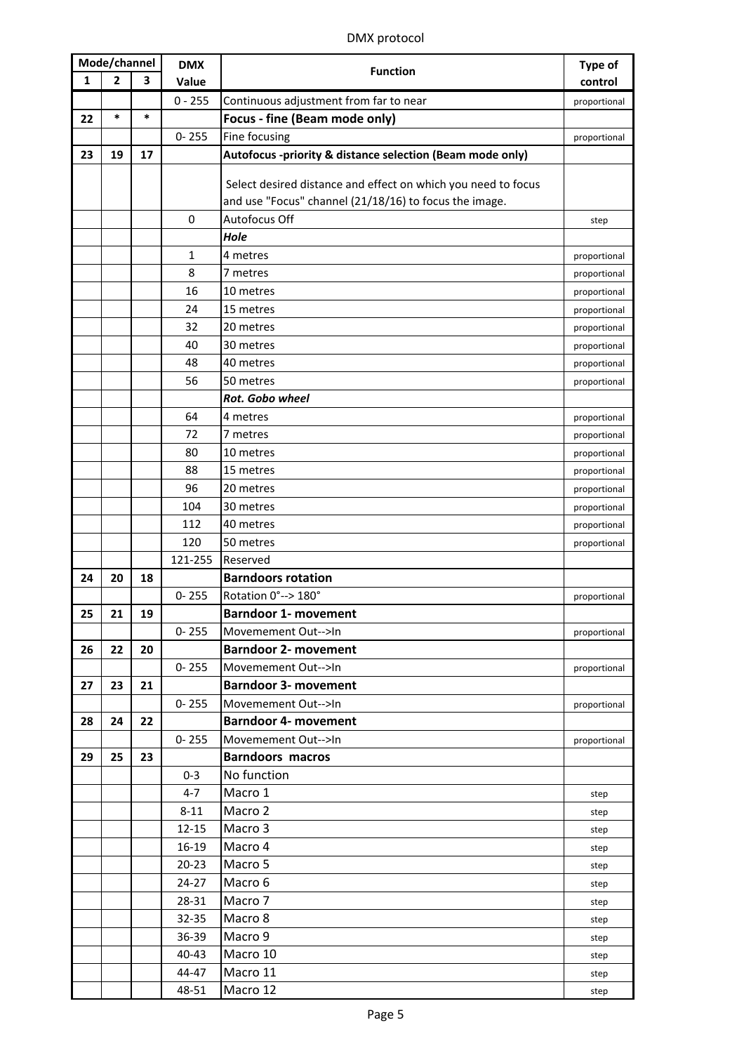DMX protocol

| Mode/channel | | | DMX | Function | Type of |
|---|---|---|---|---|---|
| 1 | 2 | 3 | Value | | control |
| | | | 0 - 255 | Continuous adjustment from far to near | proportional |
| 22 | * | * | | **Focus - fine (Beam mode only)** | |
| | | | 0- 255 | Fine focusing | proportional |
| 23 | 19 | 17 | | **Autofocus -priority & distance selection (Beam mode only)** | |
| | | | | Select desired distance and effect on which you need to focus and use "Focus" channel (21/18/16) to focus the image. | |
| | | | 0 | Autofocus Off | step |
| | | | | ***Hole*** | |
| | | | 1 | 4 metres | proportional |
| | | | 8 | 7 metres | proportional |
| | | | 16 | 10 metres | proportional |
| | | | 24 | 15 metres | proportional |
| | | | 32 | 20 metres | proportional |
| | | | 40 | 30 metres | proportional |
| | | | 48 | 40 metres | proportional |
| | | | 56 | 50 metres | proportional |
| | | | | ***Rot. Gobo wheel*** | |
| | | | 64 | 4 metres | proportional |
| | | | 72 | 7 metres | proportional |
| | | | 80 | 10 metres | proportional |
| | | | 88 | 15 metres | proportional |
| | | | 96 | 20 metres | proportional |
| | | | 104 | 30 metres | proportional |
| | | | 112 | 40 metres | proportional |
| | | | 120 | 50 metres | proportional |
| | | | 121-255 | Reserved | |
| 24 | 20 | 18 | | **Barndoors rotation** | |
| | | | 0- 255 | Rotation 0°--> 180° | proportional |
| 25 | 21 | 19 | | **Barndoor 1- movement** | |
| | | | 0- 255 | Movemement Out-->In | proportional |
| 26 | 22 | 20 | | **Barndoor 2- movement** | |
| | | | 0- 255 | Movemement Out-->In | proportional |
| 27 | 23 | 21 | | **Barndoor 3- movement** | |
| | | | 0- 255 | Movemement Out-->In | proportional |
| 28 | 24 | 22 | | **Barndoor 4- movement** | |
| | | | 0- 255 | Movemement Out-->In | proportional |
| 29 | 25 | 23 | | **Barndoors macros** | |
| | | | 0-3 | No function | |
| | | | 4-7 | Macro 1 | step |
| | | | 8-11 | Macro 2 | step |
| | | | 12-15 | Macro 3 | step |
| | | | 16-19 | Macro 4 | step |
| | | | 20-23 | Macro 5 | step |
| | | | 24-27 | Macro 6 | step |
| | | | 28-31 | Macro 7 | step |
| | | | 32-35 | Macro 8 | step |
| | | | 36-39 | Macro 9 | step |
| | | | 40-43 | Macro 10 | step |
| | | | 44-47 | Macro 11 | step |
| | | | 48-51 | Macro 12 | step |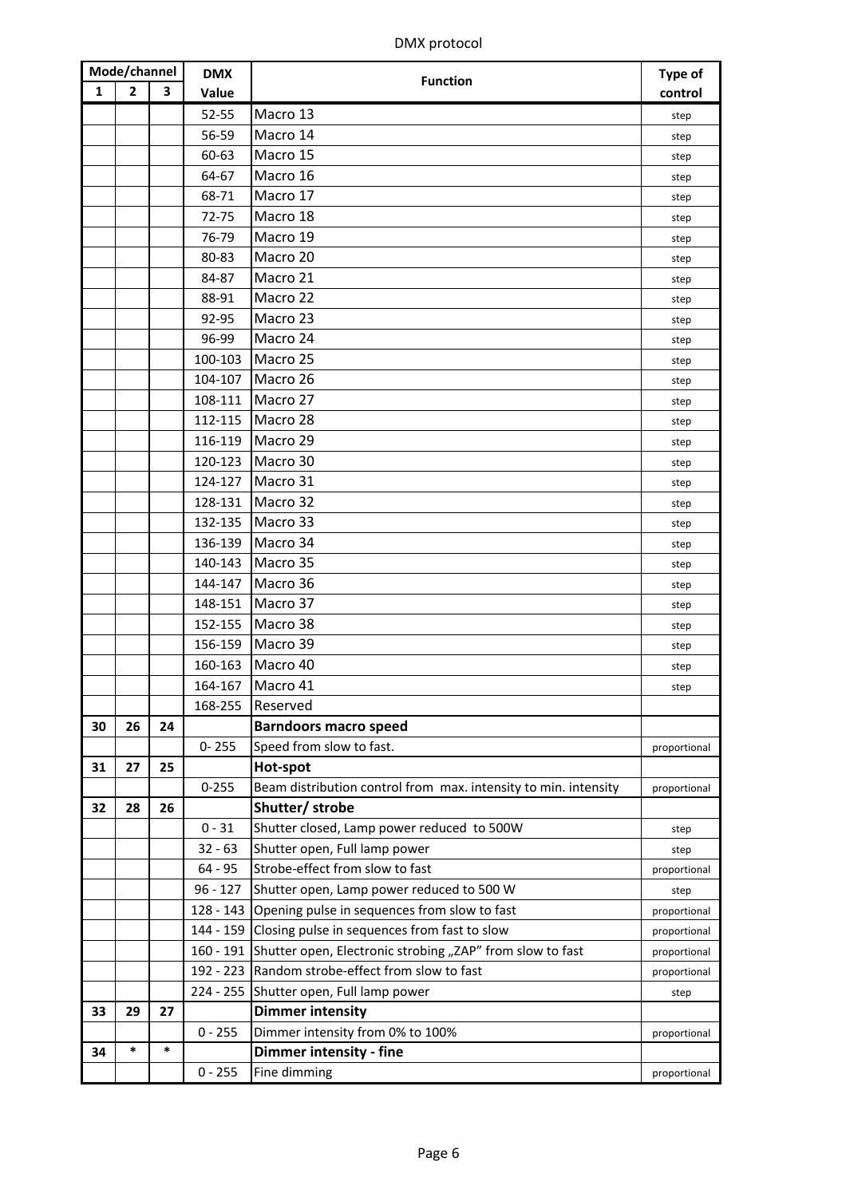DMX protocol

| Mode/channel | | | DMX | Function | Type of |
|---|---|---|---|---|---|
| 1 | 2 | 3 | Value | | control |
| | | | 52-55 | Macro 13 | step |
| | | | 56-59 | Macro 14 | step |
| | | | 60-63 | Macro 15 | step |
| | | | 64-67 | Macro 16 | step |
| | | | 68-71 | Macro 17 | step |
| | | | 72-75 | Macro 18 | step |
| | | | 76-79 | Macro 19 | step |
| | | | 80-83 | Macro 20 | step |
| | | | 84-87 | Macro 21 | step |
| | | | 88-91 | Macro 22 | step |
| | | | 92-95 | Macro 23 | step |
| | | | 96-99 | Macro 24 | step |
| | | | 100-103 | Macro 25 | step |
| | | | 104-107 | Macro 26 | step |
| | | | 108-111 | Macro 27 | step |
| | | | 112-115 | Macro 28 | step |
| | | | 116-119 | Macro 29 | step |
| | | | 120-123 | Macro 30 | step |
| | | | 124-127 | Macro 31 | step |
| | | | 128-131 | Macro 32 | step |
| | | | 132-135 | Macro 33 | step |
| | | | 136-139 | Macro 34 | step |
| | | | 140-143 | Macro 35 | step |
| | | | 144-147 | Macro 36 | step |
| | | | 148-151 | Macro 37 | step |
| | | | 152-155 | Macro 38 | step |
| | | | 156-159 | Macro 39 | step |
| | | | 160-163 | Macro 40 | step |
| | | | 164-167 | Macro 41 | step |
| | | | 168-255 | Reserved | |
| 30 | 26 | 24 | | **Barndoors macro speed** | |
| | | | 0- 255 | Speed from slow to fast. | proportional |
| 31 | 27 | 25 | | **Hot-spot** | |
| | | | 0-255 | Beam distribution control from max. intensity to min. intensity | proportional |
| 32 | 28 | 26 | | **Shutter/ strobe** | |
| | | | 0 - 31 | Shutter closed, Lamp power reduced to 500W | step |
| | | | 32 - 63 | Shutter open, Full lamp power | step |
| | | | 64 - 95 | Strobe-effect from slow to fast | proportional |
| | | | 96 - 127 | Shutter open, Lamp power reduced to 500 W | step |
| | | | 128 - 143 | Opening pulse in sequences from slow to fast | proportional |
| | | | 144 - 159 | Closing pulse in sequences from fast to slow | proportional |
| | | | 160 - 191 | Shutter open, Electronic strobing „ZAP" from slow to fast | proportional |
| | | | 192 - 223 | Random strobe-effect from slow to fast | proportional |
| | | | 224 - 255 | Shutter open, Full lamp power | step |
| 33 | 29 | 27 | | **Dimmer intensity** | |
| | | | 0 - 255 | Dimmer intensity from 0% to 100% | proportional |
| 34 | * | * | | **Dimmer intensity - fine** | |
| | | | 0 - 255 | Fine dimming | proportional |